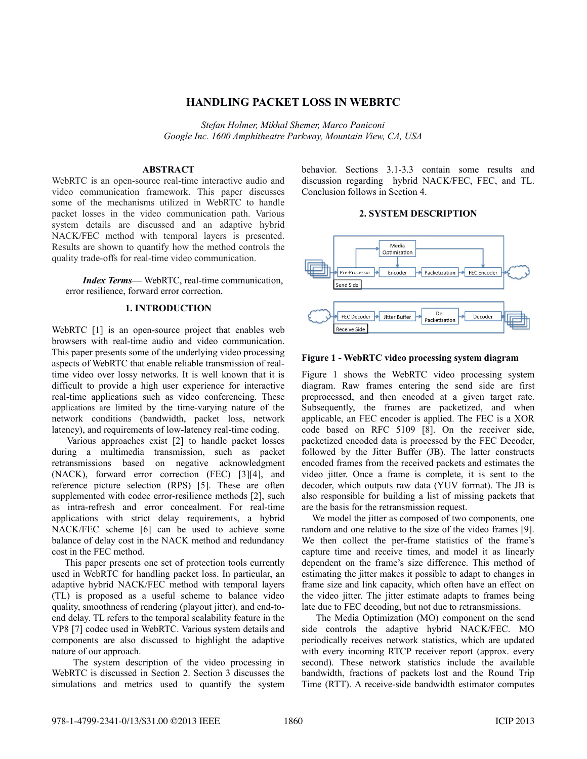# HANDLING PACKET LOSS IN WEBRTC

*Stefan Holmer, Mikhal Shemer, Marco Paniconi*
*Google Inc. 1600 Amphitheatre Parkway, Mountain View, CA, USA*

## ABSTRACT

WebRTC is an open-source real-time interactive audio and video communication framework. This paper discusses some of the mechanisms utilized in WebRTC to handle packet losses in the video communication path. Various system details are discussed and an adaptive hybrid NACK/FEC method with temporal layers is presented. Results are shown to quantify how the method controls the quality trade-offs for real-time video communication.

***Index Terms***— WebRTC, real-time communication, error resilience, forward error correction.

## 1. INTRODUCTION

WebRTC [1] is an open-source project that enables web browsers with real-time audio and video communication. This paper presents some of the underlying video processing aspects of WebRTC that enable reliable transmission of real-time video over lossy networks. It is well known that it is difficult to provide a high user experience for interactive real-time applications such as video conferencing. These applications are limited by the time-varying nature of the network conditions (bandwidth, packet loss, network latency), and requirements of low-latency real-time coding.

Various approaches exist [2] to handle packet losses during a multimedia transmission, such as packet retransmissions based on negative acknowledgment (NACK), forward error correction (FEC) [3][4], and reference picture selection (RPS) [5]. These are often supplemented with codec error-resilience methods [2], such as intra-refresh and error concealment. For real-time applications with strict delay requirements, a hybrid NACK/FEC scheme [6] can be used to achieve some balance of delay cost in the NACK method and redundancy cost in the FEC method.

This paper presents one set of protection tools currently used in WebRTC for handling packet loss. In particular, an adaptive hybrid NACK/FEC method with temporal layers (TL) is proposed as a useful scheme to balance video quality, smoothness of rendering (playout jitter), and end-to-end delay. TL refers to the temporal scalability feature in the VP8 [7] codec used in WebRTC. Various system details and components are also discussed to highlight the adaptive nature of our approach.

The system description of the video processing in WebRTC is discussed in Section 2. Section 3 discusses the simulations and metrics used to quantify the system behavior. Sections 3.1-3.3 contain some results and discussion regarding hybrid NACK/FEC, FEC, and TL. Conclusion follows in Section 4.

## 2. SYSTEM DESCRIPTION

**Figure 1 - WebRTC video processing system diagram**

Figure 1 shows the WebRTC video processing system diagram. Raw frames entering the send side are first preprocessed, and then encoded at a given target rate. Subsequently, the frames are packetized, and when applicable, an FEC encoder is applied. The FEC is a XOR code based on RFC 5109 [8]. On the receiver side, packetized encoded data is processed by the FEC Decoder, followed by the Jitter Buffer (JB). The latter constructs encoded frames from the received packets and estimates the video jitter. Once a frame is complete, it is sent to the decoder, which outputs raw data (YUV format). The JB is also responsible for building a list of missing packets that are the basis for the retransmission request.

We model the jitter as composed of two components, one random and one relative to the size of the video frames [9]. We then collect the per-frame statistics of the frame's capture time and receive times, and model it as linearly dependent on the frame's size difference. This method of estimating the jitter makes it possible to adapt to changes in frame size and link capacity, which often have an effect on the video jitter. The jitter estimate adapts to frames being late due to FEC decoding, but not due to retransmissions.

The Media Optimization (MO) component on the send side controls the adaptive hybrid NACK/FEC. MO periodically receives network statistics, which are updated with every incoming RTCP receiver report (approx. every second). These network statistics include the available bandwidth, fractions of packets lost and the Round Trip Time (RTT). A receive-side bandwidth estimator computes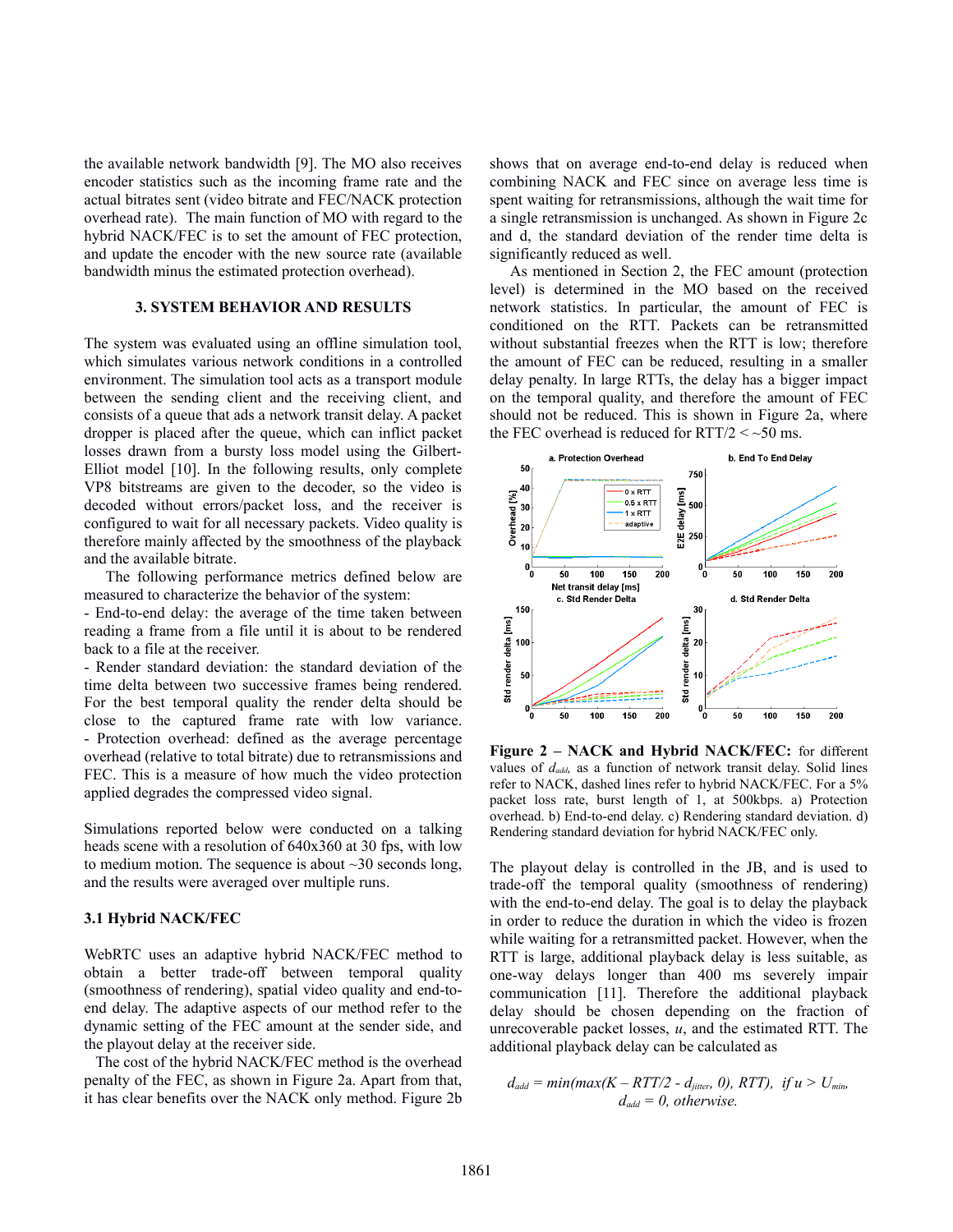the available network bandwidth [9]. The MO also receives encoder statistics such as the incoming frame rate and the actual bitrates sent (video bitrate and FEC/NACK protection overhead rate). The main function of MO with regard to the hybrid NACK/FEC is to set the amount of FEC protection, and update the encoder with the new source rate (available bandwidth minus the estimated protection overhead).

## 3. SYSTEM BEHAVIOR AND RESULTS

The system was evaluated using an offline simulation tool, which simulates various network conditions in a controlled environment. The simulation tool acts as a transport module between the sending client and the receiving client, and consists of a queue that ads a network transit delay. A packet dropper is placed after the queue, which can inflict packet losses drawn from a bursty loss model using the Gilbert-Elliot model [10]. In the following results, only complete VP8 bitstreams are given to the decoder, so the video is decoded without errors/packet loss, and the receiver is configured to wait for all necessary packets. Video quality is therefore mainly affected by the smoothness of the playback and the available bitrate.

The following performance metrics defined below are measured to characterize the behavior of the system:

- End-to-end delay: the average of the time taken between reading a frame from a file until it is about to be rendered back to the receiver.
- Render standard deviation: the standard deviation of the time delta between two successive frames being rendered. For the best temporal quality the render delta should be close to the captured frame rate with low variance.
- Protection overhead: defined as the average percentage overhead (relative to total bitrate) due to retransmissions and FEC. This is a measure of how much the video protection applied degrades the compressed video signal.

Simulations reported below were conducted on a talking heads scene with a resolution of 640x360 at 30 fps, with low to medium motion. The sequence is about ~30 seconds long, and the results were averaged over multiple runs.

### 3.1 Hybrid NACK/FEC

WebRTC uses an adaptive hybrid NACK/FEC method to obtain a better trade-off between temporal quality (smoothness of rendering), spatial video quality and end-to-end delay. The adaptive aspects of our method refer to the dynamic setting of the FEC amount at the sender side, and the playout delay at the receiver side.

The cost of the hybrid NACK/FEC method is the overhead penalty of the FEC, as shown in Figure 2a. Apart from that, it has clear benefits over the NACK only method. Figure 2b shows that on average end-to-end delay is reduced when combining NACK and FEC since on average less time is spent waiting for retransmissions, although the wait time for a single retransmission is unchanged. As shown in Figure 2c and d, the standard deviation of the render time delta is significantly reduced as well.

As mentioned in Section 2, the FEC amount (protection level) is determined in the MO based on the received network statistics. In particular, the amount of FEC is conditioned on the RTT. Packets can be retransmitted without substantial freezes when the RTT is low; therefore the amount of FEC can be reduced, resulting in a smaller delay penalty. In large RTTs, the delay has a bigger impact on the temporal quality, and therefore the amount of FEC should not be reduced. This is shown in Figure 2a, where the FEC overhead is reduced for RTT/2 < ~50 ms.

**Figure 2 – NACK and Hybrid NACK/FEC:** for different values of $d_{add}$, as a function of network transit delay. Solid lines refer to NACK, dashed lines refer to hybrid NACK/FEC. For a 5% packet loss rate, burst length of 1, at 500kbps. a) Protection overhead. b) End-to-end delay. c) Rendering standard deviation. d) Rendering standard deviation for hybrid NACK/FEC only.

The playout delay is controlled in the JB, and is used to trade-off the temporal quality (smoothness of rendering) with the end-to-end delay. The goal is to delay the playback in order to reduce the duration in which the video is frozen while waiting for a retransmitted packet. However, when the RTT is large, additional playback delay is less suitable, as one-way delays longer than 400 ms severely impair communication [11]. Therefore the additional playback delay should be chosen depending on the fraction of unrecoverable packet losses, $u$, and the estimated RTT. The additional playback delay can be calculated as

$$d_{add} = min(max(K - RTT/2 - d_{jitter}, 0), RTT), \text{ if } u > U_{min},$$
$$d_{add} = 0, \text{ otherwise.}$$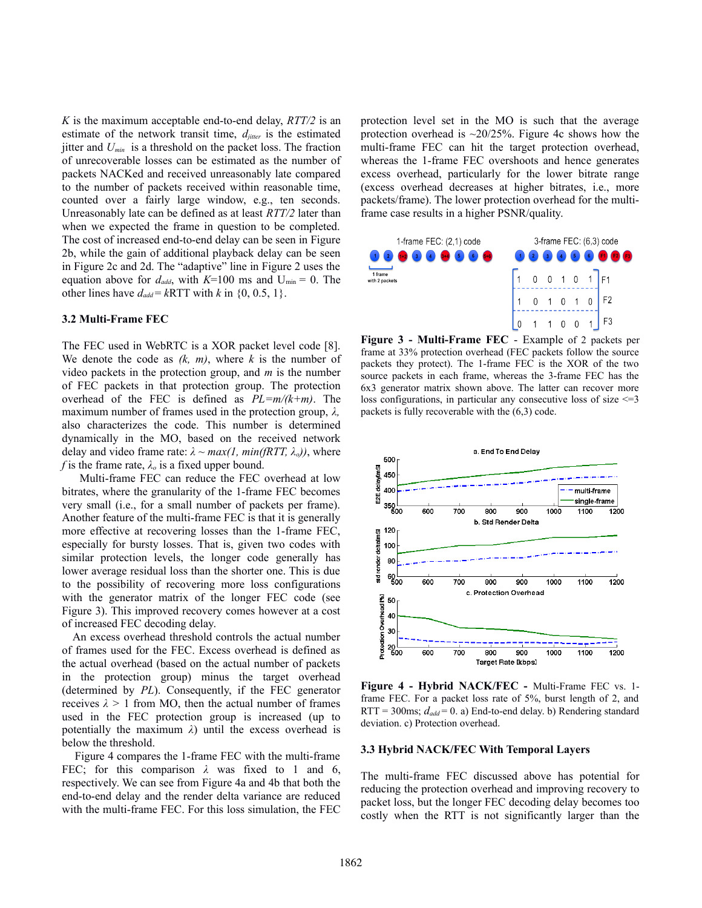$K$ is the maximum acceptable end-to-end delay, $RTT/2$ is an estimate of the network transit time, $d_{jitter}$ is the estimated jitter and $U_{min}$ is a threshold on the packet loss. The fraction of unrecoverable losses can be estimated as the number of packets NACKed and received unreasonably late compared to the number of packets received within reasonable time, counted over a fairly large window, e.g., ten seconds. Unreasonably late can be defined as at least $RTT/2$ later than when we expected the frame in question to be completed. The cost of increased end-to-end delay can be seen in Figure 2b, while the gain of additional playback delay can be seen in Figure 2c and 2d. The "adaptive" line in Figure 2 uses the equation above for $d_{add}$, with $K$=100 ms and $U_{min}$ = 0. The other lines have $d_{add}$ = $k$RTT with $k$ in {0, 0.5, 1}.

### 3.2 Multi-Frame FEC

The FEC used in WebRTC is a XOR packet level code [8]. We denote the code as $(k, m)$, where $k$ is the number of video packets in the protection group, and $m$ is the number of FEC packets in that protection group. The protection overhead of the FEC is defined as $PL=m/(k+m)$. The maximum number of frames used in the protection group, $\lambda$, also characterizes the code. This number is determined dynamically in the MO, based on the received network delay and video frame rate: $\lambda \sim max(1, min(fRTT, \lambda_o))$, where $f$ is the frame rate, $\lambda_o$ is a fixed upper bound.

Multi-frame FEC can reduce the FEC overhead at low bitrates, where the granularity of the 1-frame FEC becomes very small (i.e., for a small number of packets per frame). Another feature of the multi-frame FEC is that it is generally more effective at recovering losses than the 1-frame FEC, especially for bursty losses. That is, given two codes with similar protection levels, the longer code generally has lower average residual loss than the shorter one. This is due to the possibility of recovering more loss configurations with the generator matrix of the longer FEC code (see Figure 3). This improved recovery comes however at a cost of increased FEC decoding delay.

An excess overhead threshold controls the actual number of frames used for the FEC. Excess overhead is defined as the actual overhead (based on the actual number of packets in the protection group) minus the target overhead (determined by $PL$). Consequently, if the FEC generator receives $\lambda$ > 1 from MO, then the actual number of frames used in the FEC protection group is increased (up to potentially the maximum $\lambda$) until the excess overhead is below the threshold.

Figure 4 compares the 1-frame FEC with the multi-frame FEC; for this comparison $\lambda$ was fixed to 1 and 6, respectively. We can see from Figure 4a and 4b that both the end-to-end delay and the render delta variance are reduced with the multi-frame FEC. For this loss simulation, the FEC protection level set in the MO is such that the average protection overhead is ~20/25%. Figure 4c shows how the multi-frame FEC can hit the target protection overhead, whereas the 1-frame FEC overshoots and hence generates excess overhead, particularly for the lower bitrate range (excess overhead decreases at higher bitrates, i.e., more packets/frame). The lower protection overhead for the multi-frame case results in a higher PSNR/quality.

**Figure 3 - Multi-Frame FEC** - Example of 2 packets per frame at 33% protection overhead (FEC packets follow the source packets they protect). The 1-frame FEC is the XOR of the two source packets in each frame, whereas the 3-frame FEC has the 6x3 generator matrix shown above. The latter can recover more loss configurations, in particular any consecutive loss of size <=3 packets is fully recoverable with the (6,3) code.

**Figure 4 - Hybrid NACK/FEC -** Multi-Frame FEC vs. 1-frame FEC. For a packet loss rate of 5%, burst length of 2, and RTT = 300ms; $d_{add}$ = 0. a) End-to-end delay. b) Rendering standard deviation. c) Protection overhead.

### 3.3 Hybrid NACK/FEC With Temporal Layers

The multi-frame FEC discussed above has potential for reducing the protection overhead and improving recovery to packet loss, but the longer FEC decoding delay becomes too costly when the RTT is not significantly larger than the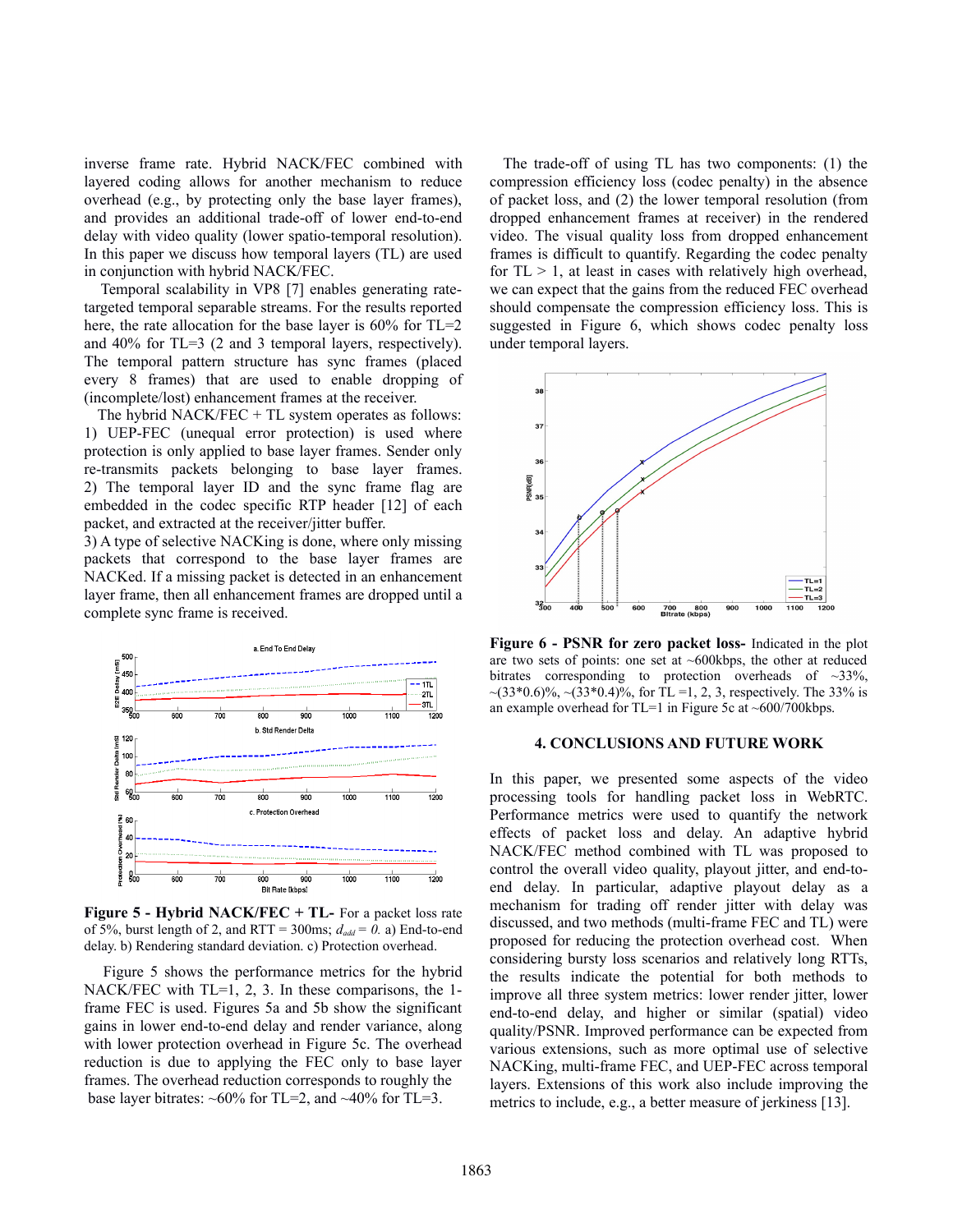inverse frame rate. Hybrid NACK/FEC combined with layered coding allows for another mechanism to reduce overhead (e.g., by protecting only the base layer frames), and provides an additional trade-off of lower end-to-end delay with video quality (lower spatio-temporal resolution). In this paper we discuss how temporal layers (TL) are used in conjunction with hybrid NACK/FEC.

Temporal scalability in VP8 [7] enables generating rate-targeted temporal separable streams. For the results reported here, the rate allocation for the base layer is 60% for TL=2 and 40% for TL=3 (2 and 3 temporal layers, respectively). The temporal pattern structure has sync frames (placed every 8 frames) that are used to enable dropping of (incomplete/lost) enhancement frames at the receiver.

The hybrid NACK/FEC + TL system operates as follows:
1) UEP-FEC (unequal error protection) is used where protection is only applied to base layer frames. Sender only re-transmits packets belonging to base layer frames.
2) The temporal layer ID and the sync frame flag are embedded in the codec specific RTP header [12] of each packet, and extracted at the receiver/jitter buffer.
3) A type of selective NACKing is done, where only missing packets that correspond to the base layer frames are NACKed. If a missing packet is detected in an enhancement layer frame, then all enhancement frames are dropped until a complete sync frame is received.

**Figure 5 - Hybrid NACK/FEC + TL-** For a packet loss rate of 5%, burst length of 2, and RTT = 300ms; $d_{add} = 0$. a) End-to-end delay. b) Rendering standard deviation. c) Protection overhead.

Figure 5 shows the performance metrics for the hybrid NACK/FEC with TL=1, 2, 3. In these comparisons, the 1-frame FEC is used. Figures 5a and 5b show the significant gains in lower end-to-end delay and render variance, along with lower protection overhead in Figure 5c. The overhead reduction is due to applying the FEC only to base layer frames. The overhead reduction corresponds to roughly the base layer bitrates: ~60% for TL=2, and ~40% for TL=3.

The trade-off of using TL has two components: (1) the compression efficiency loss (codec penalty) in the absence of packet loss, and (2) the lower temporal resolution (from dropped enhancement frames at receiver) in the rendered video. The visual quality loss from dropped enhancement frames is difficult to quantify. Regarding the codec penalty for TL > 1, at least in cases with relatively high overhead, we can expect that the gains from the reduced FEC overhead should compensate the compression efficiency loss. This is suggested in Figure 6, which shows codec penalty loss under temporal layers.

**Figure 6 - PSNR for zero packet loss-** Indicated in the plot are two sets of points: one set at ~600kbps, the other at reduced bitrates corresponding to protection overheads of ~33%, ~(33\*0.6)%, ~(33\*0.4)%, for TL =1, 2, 3, respectively. The 33% is an example overhead for TL=1 in Figure 5c at ~600/700kbps.

## 4. CONCLUSIONS AND FUTURE WORK

In this paper, we presented some aspects of the video processing tools for handling packet loss in WebRTC. Performance metrics were used to quantify the network effects of packet loss and delay. An adaptive hybrid NACK/FEC method combined with TL was proposed to control the overall video quality, playout jitter, and end-to-end delay. In particular, adaptive playout delay as a mechanism for trading off render jitter with delay was discussed, and two methods (multi-frame FEC and TL) were proposed for reducing the protection overhead cost. When considering bursty loss scenarios and relatively long RTTs, the results indicate the potential for both methods to improve all three system metrics: lower render jitter, lower end-to-end delay, and higher or similar (spatial) video quality/PSNR. Improved performance can be expected from various extensions, such as more optimal use of selective NACKing, multi-frame FEC, and UEP-FEC across temporal layers. Extensions of this work also include improving the metrics to include, e.g., a better measure of jerkiness [13].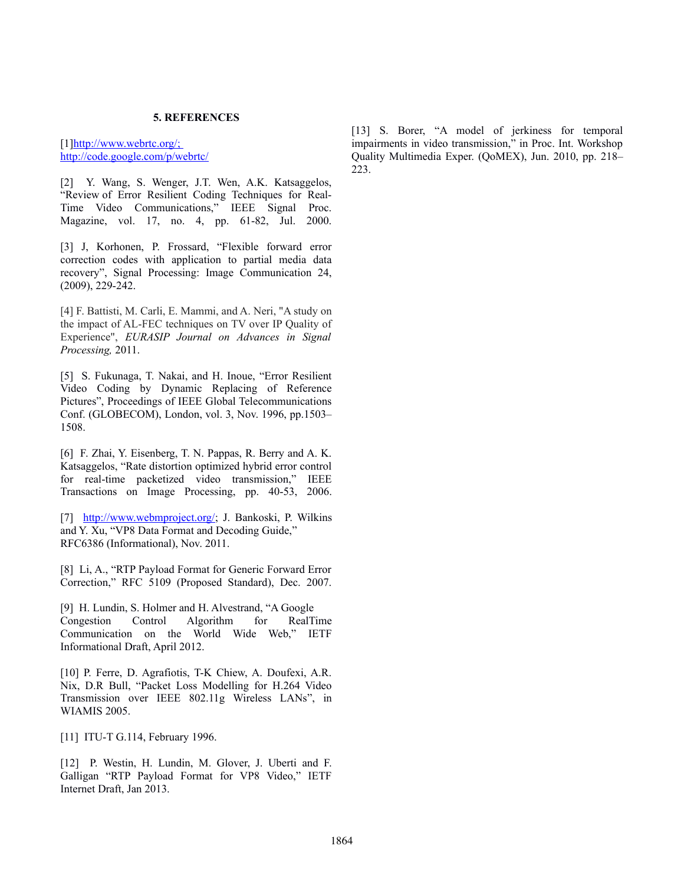## 5. REFERENCES

[1]http://www.webrtc.org/; http://code.google.com/p/webrtc/

[2] Y. Wang, S. Wenger, J.T. Wen, A.K. Katsaggelos, "Review of Error Resilient Coding Techniques for Real-Time Video Communications," IEEE Signal Proc. Magazine, vol. 17, no. 4, pp. 61-82, Jul. 2000.

[3] J, Korhonen, P. Frossard, "Flexible forward error correction codes with application to partial media data recovery", Signal Processing: Image Communication 24, (2009), 229-242.

[4] F. Battisti, M. Carli, E. Mammi, and A. Neri, "A study on the impact of AL-FEC techniques on TV over IP Quality of Experience", *EURASIP Journal on Advances in Signal Processing,* 2011.

[5] S. Fukunaga, T. Nakai, and H. Inoue, "Error Resilient Video Coding by Dynamic Replacing of Reference Pictures", Proceedings of IEEE Global Telecommunications Conf. (GLOBECOM), London, vol. 3, Nov. 1996, pp.1503–1508.

[6] F. Zhai, Y. Eisenberg, T. N. Pappas, R. Berry and A. K. Katsaggelos, "Rate distortion optimized hybrid error control for real-time packetized video transmission," IEEE Transactions on Image Processing, pp. 40-53, 2006.

[7] http://www.webmproject.org/; J. Bankoski, P. Wilkins and Y. Xu, "VP8 Data Format and Decoding Guide," RFC6386 (Informational), Nov. 2011.

[8] Li, A., "RTP Payload Format for Generic Forward Error Correction," RFC 5109 (Proposed Standard), Dec. 2007.

[9] H. Lundin, S. Holmer and H. Alvestrand, "A Google Congestion Control Algorithm for RealTime Communication on the World Wide Web," IETF Informational Draft, April 2012.

[10] P. Ferre, D. Agrafiotis, T-K Chiew, A. Doufexi, A.R. Nix, D.R Bull, "Packet Loss Modelling for H.264 Video Transmission over IEEE 802.11g Wireless LANs", in WIAMIS 2005.

[11] ITU-T G.114, February 1996.

[12] P. Westin, H. Lundin, M. Glover, J. Uberti and F. Galligan "RTP Payload Format for VP8 Video," IETF Internet Draft, Jan 2013.

[13] S. Borer, "A model of jerkiness for temporal impairments in video transmission," in Proc. Int. Workshop Quality Multimedia Exper. (QoMEX), Jun. 2010, pp. 218–223.